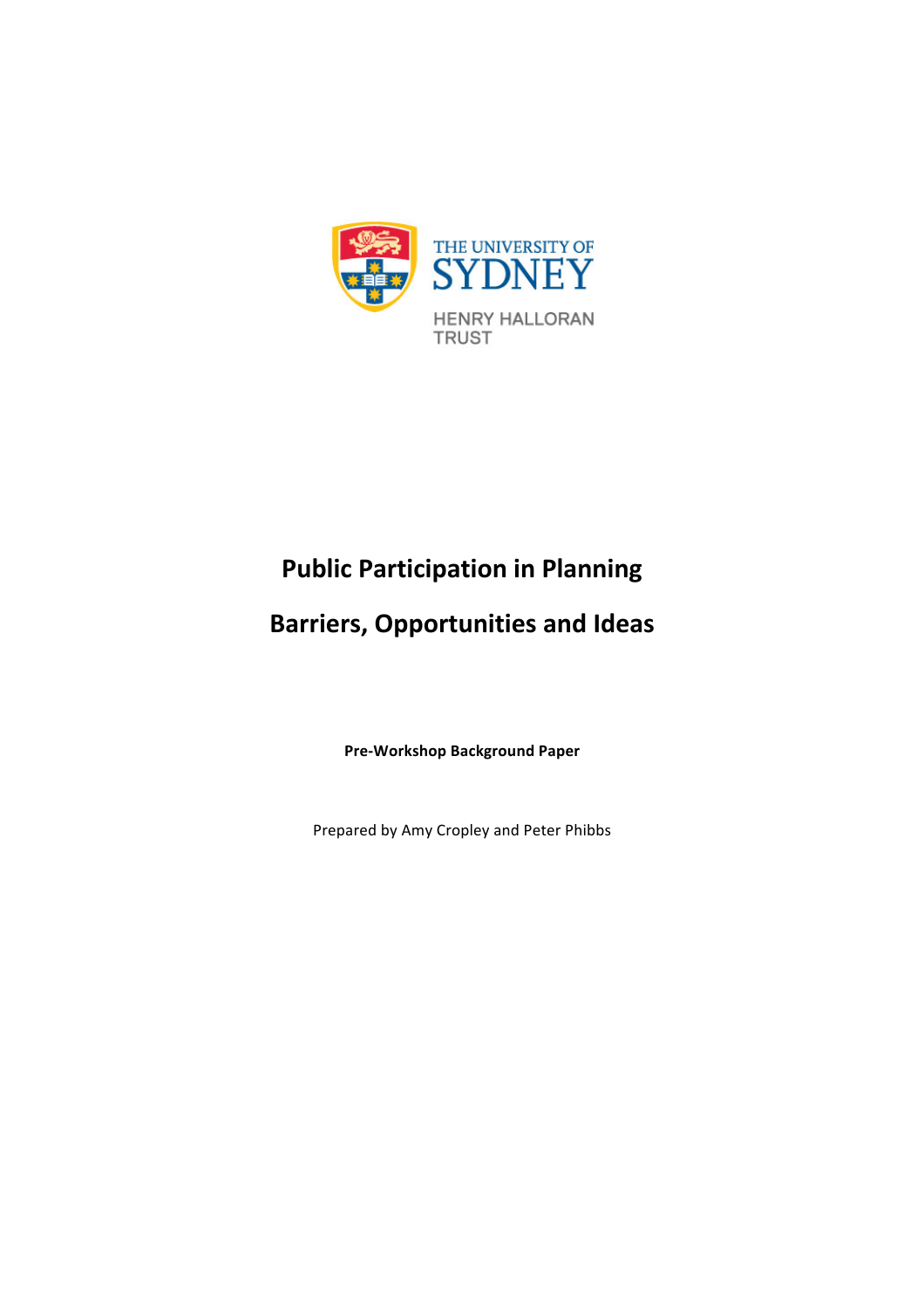THE UNIVERSITY OF SYDNEY

HENRY HALLORAN TRUST

# Public Participation in Planning

# Barriers, Opportunities and Ideas

**Pre-Workshop Background Paper**

Prepared by Amy Cropley and Peter Phibbs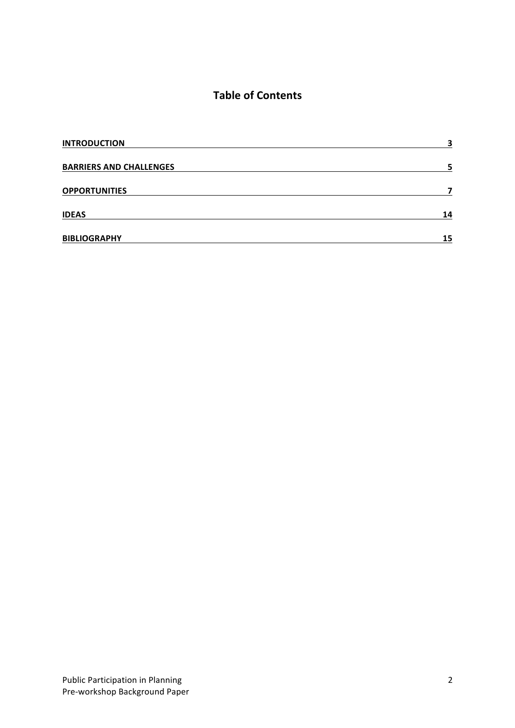# Table of Contents

| | |
|---|---|
| **INTRODUCTION** | **3** |
| **BARRIERS AND CHALLENGES** | **5** |
| **OPPORTUNITIES** | **7** |
| **IDEAS** | **14** |
| **BIBLIOGRAPHY** | **15** |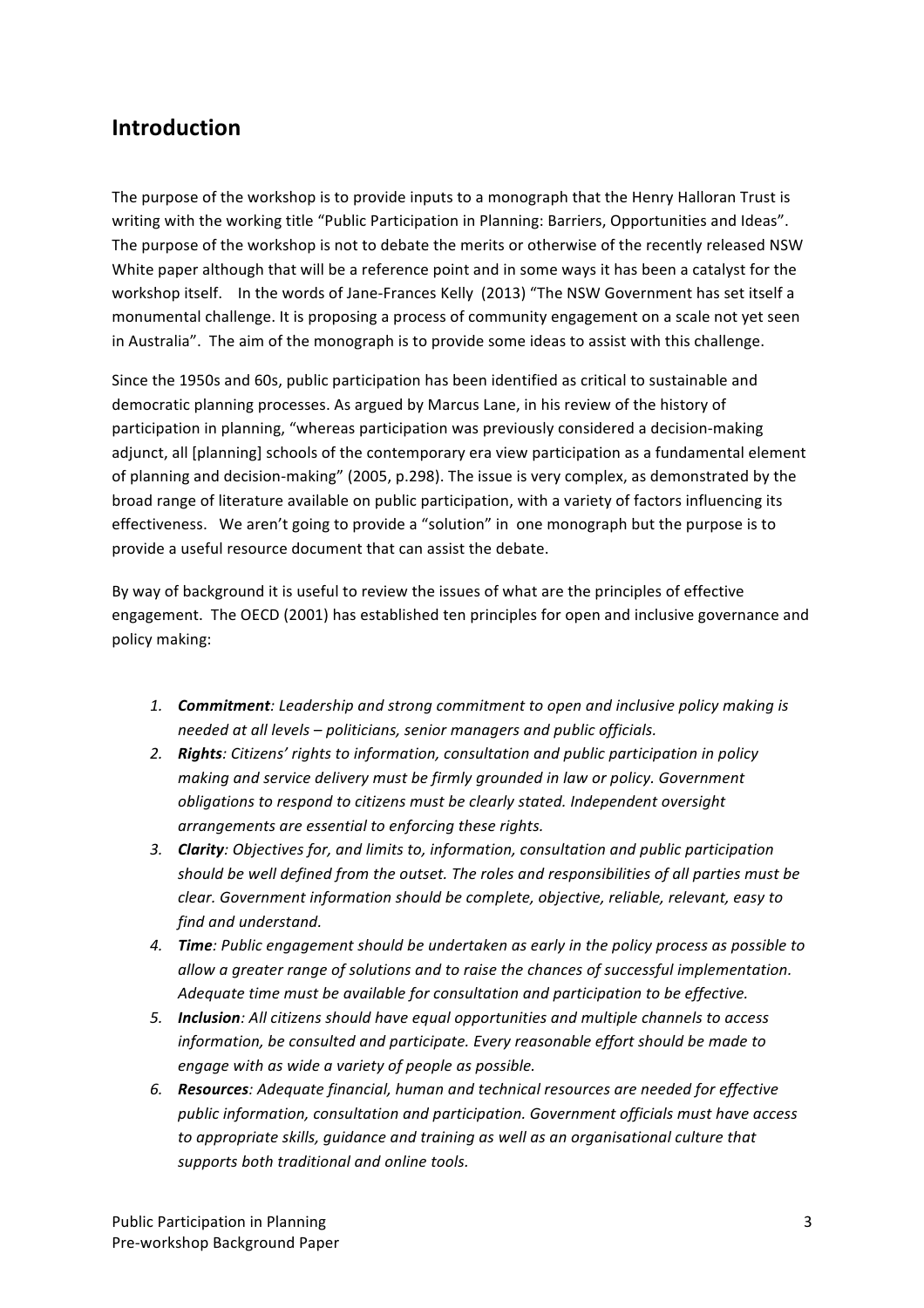## Introduction

The purpose of the workshop is to provide inputs to a monograph that the Henry Halloran Trust is writing with the working title "Public Participation in Planning: Barriers, Opportunities and Ideas". The purpose of the workshop is not to debate the merits or otherwise of the recently released NSW White paper although that will be a reference point and in some ways it has been a catalyst for the workshop itself. In the words of Jane-Frances Kelly (2013) "The NSW Government has set itself a monumental challenge. It is proposing a process of community engagement on a scale not yet seen in Australia". The aim of the monograph is to provide some ideas to assist with this challenge.

Since the 1950s and 60s, public participation has been identified as critical to sustainable and democratic planning processes. As argued by Marcus Lane, in his review of the history of participation in planning, "whereas participation was previously considered a decision-making adjunct, all [planning] schools of the contemporary era view participation as a fundamental element of planning and decision-making" (2005, p.298). The issue is very complex, as demonstrated by the broad range of literature available on public participation, with a variety of factors influencing its effectiveness. We aren't going to provide a "solution" in one monograph but the purpose is to provide a useful resource document that can assist the debate.

By way of background it is useful to review the issues of what are the principles of effective engagement. The OECD (2001) has established ten principles for open and inclusive governance and policy making:

1. ***Commitment****: Leadership and strong commitment to open and inclusive policy making is needed at all levels – politicians, senior managers and public officials.*
2. ***Rights****: Citizens' rights to information, consultation and public participation in policy making and service delivery must be firmly grounded in law or policy. Government obligations to respond to citizens must be clearly stated. Independent oversight arrangements are essential to enforcing these rights.*
3. ***Clarity****: Objectives for, and limits to, information, consultation and public participation should be well defined from the outset. The roles and responsibilities of all parties must be clear. Government information should be complete, objective, reliable, relevant, easy to find and understand.*
4. ***Time****: Public engagement should be undertaken as early in the policy process as possible to allow a greater range of solutions and to raise the chances of successful implementation. Adequate time must be available for consultation and participation to be effective.*
5. ***Inclusion****: All citizens should have equal opportunities and multiple channels to access information, be consulted and participate. Every reasonable effort should be made to engage with as wide a variety of people as possible.*
6. ***Resources****: Adequate financial, human and technical resources are needed for effective public information, consultation and participation. Government officials must have access to appropriate skills, guidance and training as well as an organisational culture that supports both traditional and online tools.*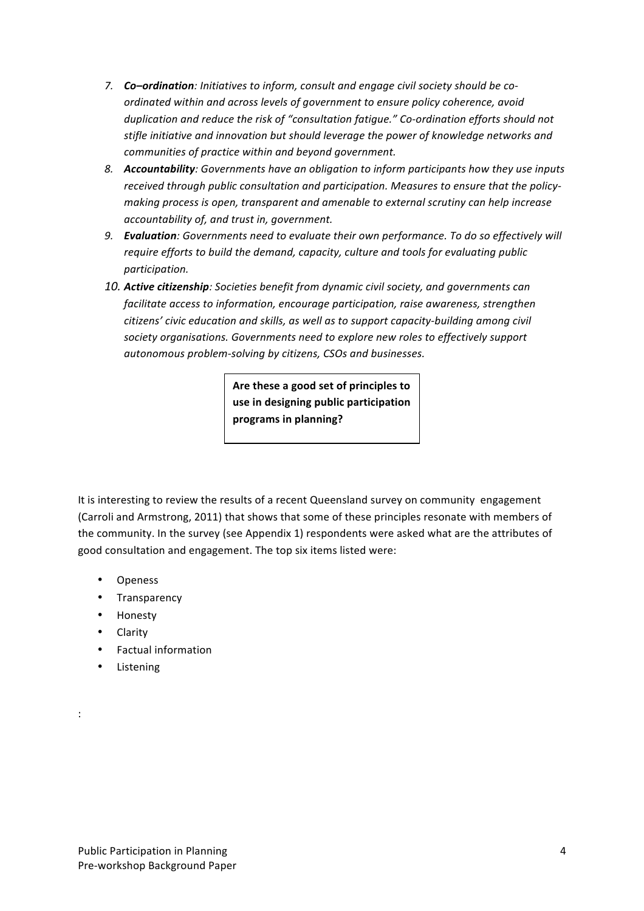7. ***Co–ordination**: Initiatives to inform, consult and engage civil society should be co-ordinated within and across levels of government to ensure policy coherence, avoid duplication and reduce the risk of "consultation fatigue." Co-ordination efforts should not stifle initiative and innovation but should leverage the power of knowledge networks and communities of practice within and beyond government.*
8. ***Accountability**: Governments have an obligation to inform participants how they use inputs received through public consultation and participation. Measures to ensure that the policy-making process is open, transparent and amenable to external scrutiny can help increase accountability of, and trust in, government.*
9. ***Evaluation**: Governments need to evaluate their own performance. To do so effectively will require efforts to build the demand, capacity, culture and tools for evaluating public participation.*
10. ***Active citizenship**: Societies benefit from dynamic civil society, and governments can facilitate access to information, encourage participation, raise awareness, strengthen citizens' civic education and skills, as well as to support capacity-building among civil society organisations. Governments need to explore new roles to effectively support autonomous problem-solving by citizens, CSOs and businesses.*

**Are these a good set of principles to use in designing public participation programs in planning?**

It is interesting to review the results of a recent Queensland survey on community engagement (Carroli and Armstrong, 2011) that shows that some of these principles resonate with members of the community. In the survey (see Appendix 1) respondents were asked what are the attributes of good consultation and engagement. The top six items listed were:

- Openess
- Transparency
- Honesty
- Clarity
- Factual information
- Listening

: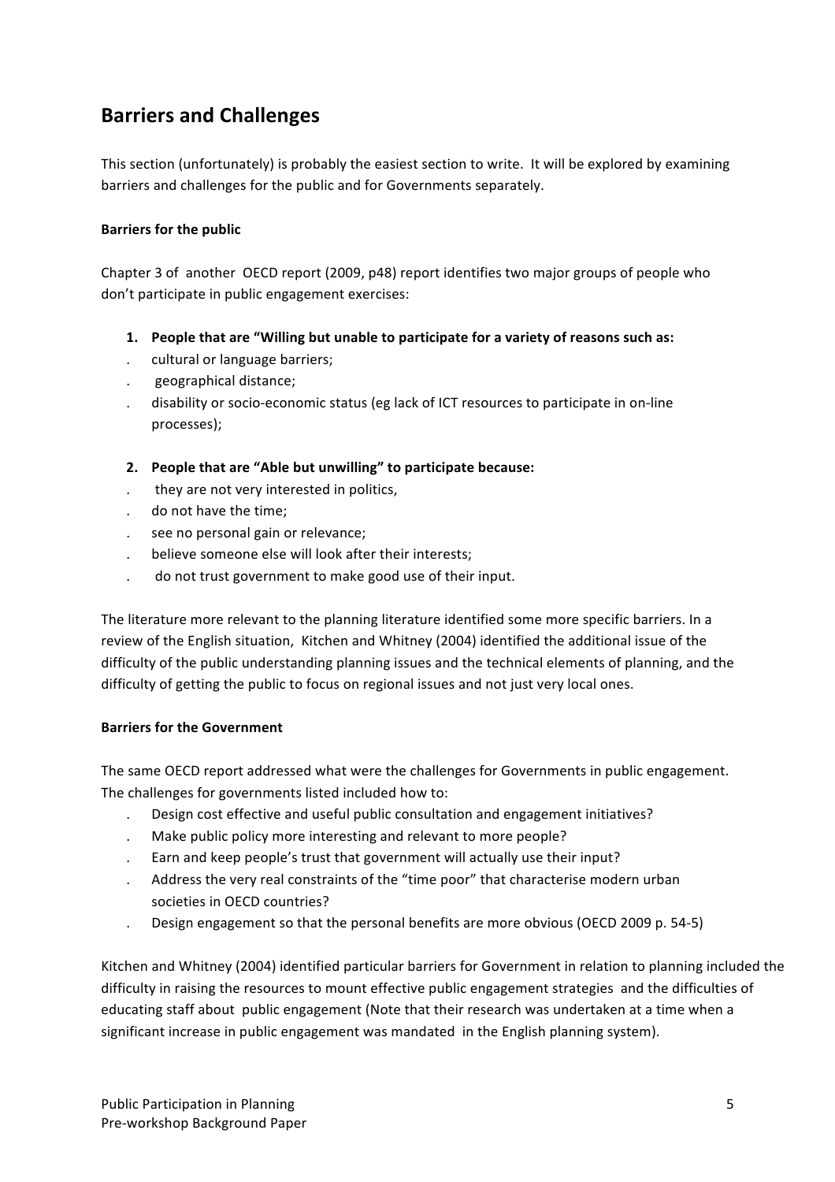## Barriers and Challenges

This section (unfortunately) is probably the easiest section to write. It will be explored by examining barriers and challenges for the public and for Governments separately.

**Barriers for the public**

Chapter 3 of another OECD report (2009, p48) report identifies two major groups of people who don't participate in public engagement exercises:

1. **People that are "Willing but unable to participate for a variety of reasons such as:**
   - cultural or language barriers;
   - geographical distance;
   - disability or socio-economic status (eg lack of ICT resources to participate in on-line processes);

2. **People that are "Able but unwilling" to participate because:**
   - they are not very interested in politics,
   - do not have the time;
   - see no personal gain or relevance;
   - believe someone else will look after their interests;
   - do not trust government to make good use of their input.

The literature more relevant to the planning literature identified some more specific barriers. In a review of the English situation, Kitchen and Whitney (2004) identified the additional issue of the difficulty of the public understanding planning issues and the technical elements of planning, and the difficulty of getting the public to focus on regional issues and not just very local ones.

**Barriers for the Government**

The same OECD report addressed what were the challenges for Governments in public engagement. The challenges for governments listed included how to:

- Design cost effective and useful public consultation and engagement initiatives?
- Make public policy more interesting and relevant to more people?
- Earn and keep people's trust that government will actually use their input?
- Address the very real constraints of the "time poor" that characterise modern urban societies in OECD countries?
- Design engagement so that the personal benefits are more obvious (OECD 2009 p. 54-5)

Kitchen and Whitney (2004) identified particular barriers for Government in relation to planning included the difficulty in raising the resources to mount effective public engagement strategies and the difficulties of educating staff about public engagement (Note that their research was undertaken at a time when a significant increase in public engagement was mandated in the English planning system).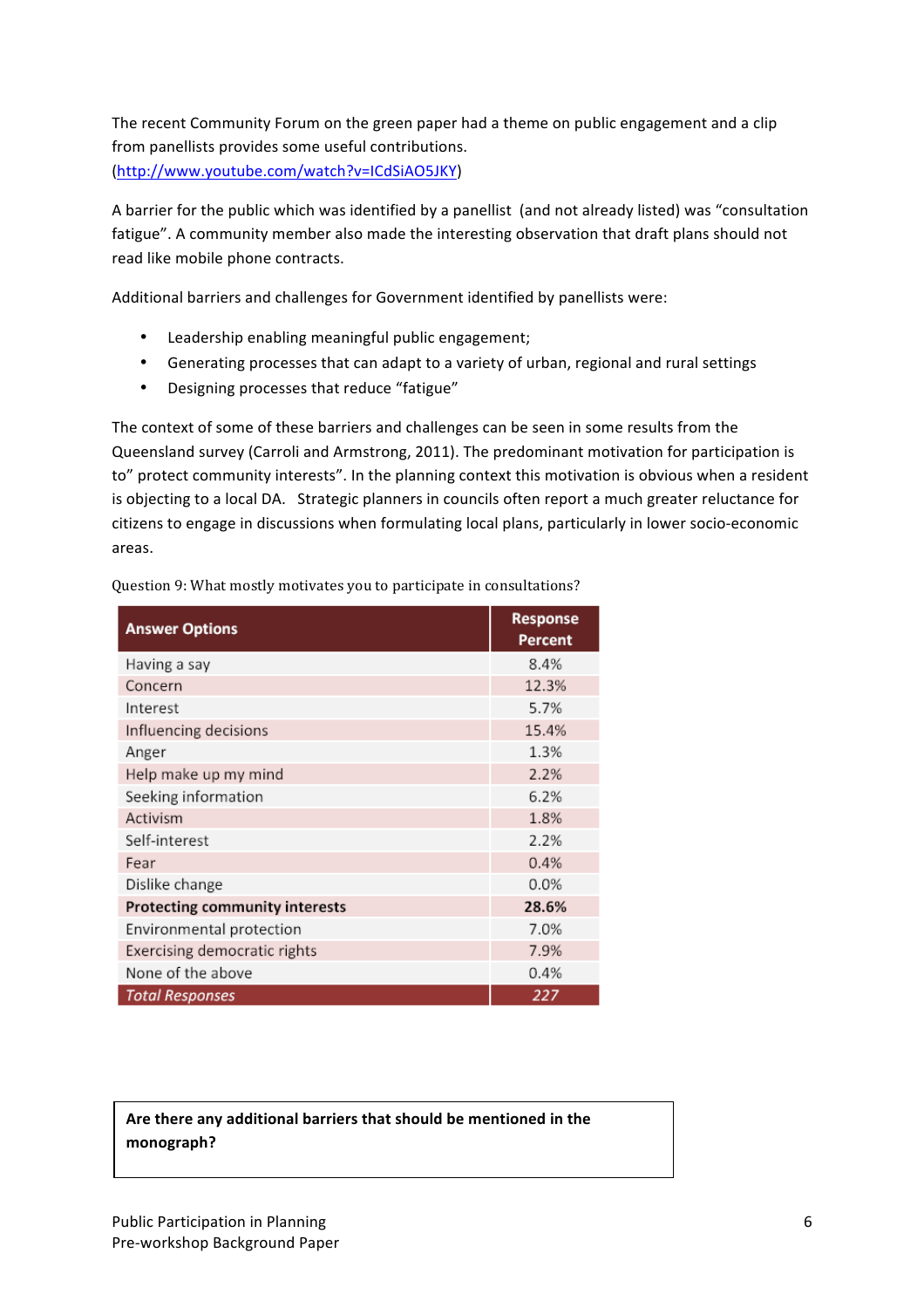The recent Community Forum on the green paper had a theme on public engagement and a clip from panellists provides some useful contributions. ([http://www.youtube.com/watch?v=ICdSiAO5JKY](http://www.youtube.com/watch?v=ICdSiAO5JKY))

A barrier for the public which was identified by a panellist (and not already listed) was "consultation fatigue". A community member also made the interesting observation that draft plans should not read like mobile phone contracts.

Additional barriers and challenges for Government identified by panellists were:

- Leadership enabling meaningful public engagement;
- Generating processes that can adapt to a variety of urban, regional and rural settings
- Designing processes that reduce "fatigue"

The context of some of these barriers and challenges can be seen in some results from the Queensland survey (Carroli and Armstrong, 2011). The predominant motivation for participation is to" protect community interests". In the planning context this motivation is obvious when a resident is objecting to a local DA. Strategic planners in councils often report a much greater reluctance for citizens to engage in discussions when formulating local plans, particularly in lower socio-economic areas.

Question 9: What mostly motivates you to participate in consultations?

| Answer Options | Response Percent |
|---|---|
| Having a say | 8.4% |
| Concern | 12.3% |
| Interest | 5.7% |
| Influencing decisions | 15.4% |
| Anger | 1.3% |
| Help make up my mind | 2.2% |
| Seeking information | 6.2% |
| Activism | 1.8% |
| Self-interest | 2.2% |
| Fear | 0.4% |
| Dislike change | 0.0% |
| **Protecting community interests** | **28.6%** |
| Environmental protection | 7.0% |
| Exercising democratic rights | 7.9% |
| None of the above | 0.4% |
| *Total Responses* | *227* |

**Are there any additional barriers that should be mentioned in the monograph?**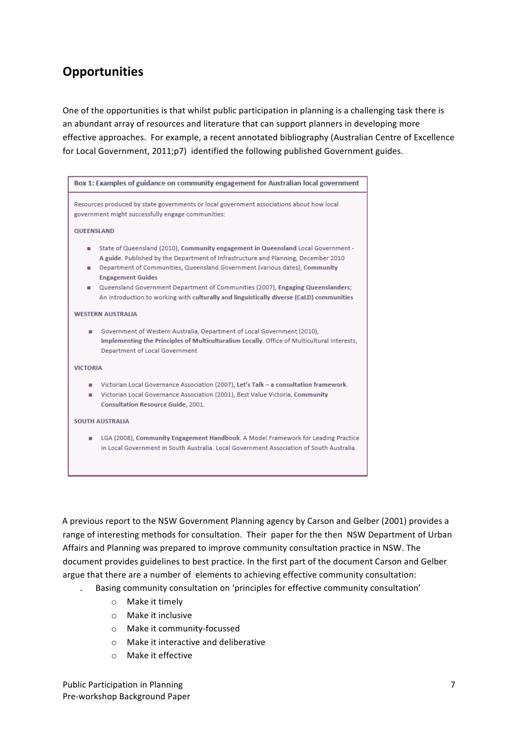## Opportunities

One of the opportunities is that whilst public participation in planning is a challenging task there is an abundant array of resources and literature that can support planners in developing more effective approaches. For example, a recent annotated bibliography (Australian Centre of Excellence for Local Government, 2011;p7) identified the following published Government guides.

**Box 1: Examples of guidance on community engagement for Australian local government**

Resources produced by state governments or local government associations about how local government might successfully engage communities:

QUEENSLAND

- State of Queensland (2010), **Community engagement in Queensland** Local Government - **A guide**. Published by the Department of Infrastructure and Planning, December 2010
- Department of Communities, Queensland Government (various dates), **Community Engagement Guides**
- Queensland Government Department of Communities (2007), **Engaging Queenslanders**; An introduction to working with **culturally and linguistically diverse (CaLD) communities**

WESTERN AUSTRALIA

- Government of Western Australia, Department of Local Government (2010), **Implementing the Principles of Multiculturalism Locally**. Office of Multicultural Interests, Department of Local Government

VICTORIA

- Victorian Local Governance Association (2007), **Let's Talk – a consultation framework**.
- Victorian Local Governance Association (2001), Best Value Victoria, **Community Consultation Resource Guide**, 2001.

SOUTH AUSTRALIA

- LGA (2008), **Community Engagement Handbook**. A Model Framework for Leading Practice in Local Government in South Australia. Local Government Association of South Australia.

A previous report to the NSW Government Planning agency by Carson and Gelber (2001) provides a range of interesting methods for consultation. Their paper for the then NSW Department of Urban Affairs and Planning was prepared to improve community consultation practice in NSW. The document provides guidelines to best practice. In the first part of the document Carson and Gelber argue that there are a number of elements to achieving effective community consultation:

- Basing community consultation on 'principles for effective community consultation'
  - Make it timely
  - Make it inclusive
  - Make it community-focussed
  - Make it interactive and deliberative
  - Make it effective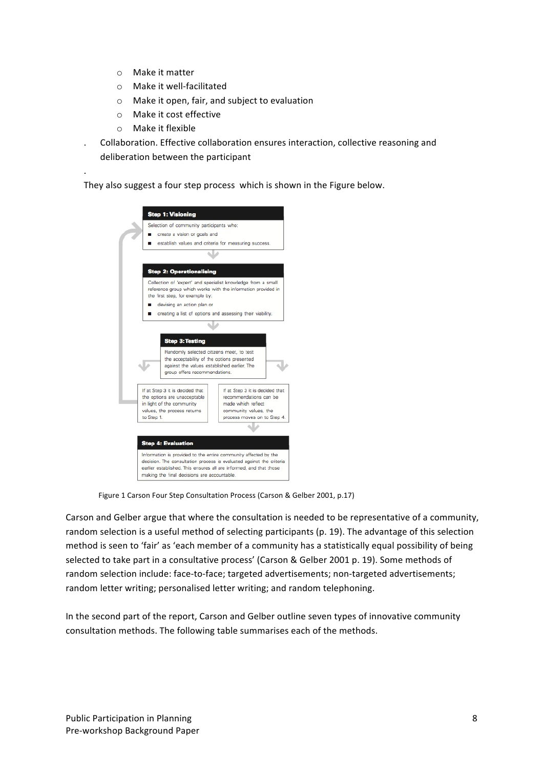- Make it matter
- Make it well-facilitated
- Make it open, fair, and subject to evaluation
- Make it cost effective
- Make it flexible

. Collaboration. Effective collaboration ensures interaction, collective reasoning and deliberation between the participant

They also suggest a four step process which is shown in the Figure below.

**Step 1: Visioning**

Selection of community participants who:

- create a vision or goals and
- establish values and criteria for measuring success.

**Step 2: Operationalising**

Collection of 'expert' and specialist knowledge from a small reference group which works with the information provided in the first step, for example by:

- devising an action plan or
- creating a list of options and assessing their viability.

**Step 3: Testing**

Randomly selected citizens meet, to test the acceptability of the options presented against the values established earlier. The group offers recommendations.

If at Step 3 it is decided that the options are unacceptable in light of the community values, the process returns to Step 1.

If at Step 3 it is decided that recommendations can be made which reflect community values, the process moves on to Step 4.

**Step 4: Evaluation**

Information is provided to the entire community affected by the decision. The consultation process is evaluated against the criteria earlier established. This ensures all are informed, and that those making the final decisions are accountable.

Figure 1 Carson Four Step Consultation Process (Carson & Gelber 2001, p.17)

Carson and Gelber argue that where the consultation is needed to be representative of a community, random selection is a useful method of selecting participants (p. 19). The advantage of this selection method is seen to 'fair' as 'each member of a community has a statistically equal possibility of being selected to take part in a consultative process' (Carson & Gelber 2001 p. 19). Some methods of random selection include: face-to-face; targeted advertisements; non-targeted advertisements; random letter writing; personalised letter writing; and random telephoning.

In the second part of the report, Carson and Gelber outline seven types of innovative community consultation methods. The following table summarises each of the methods.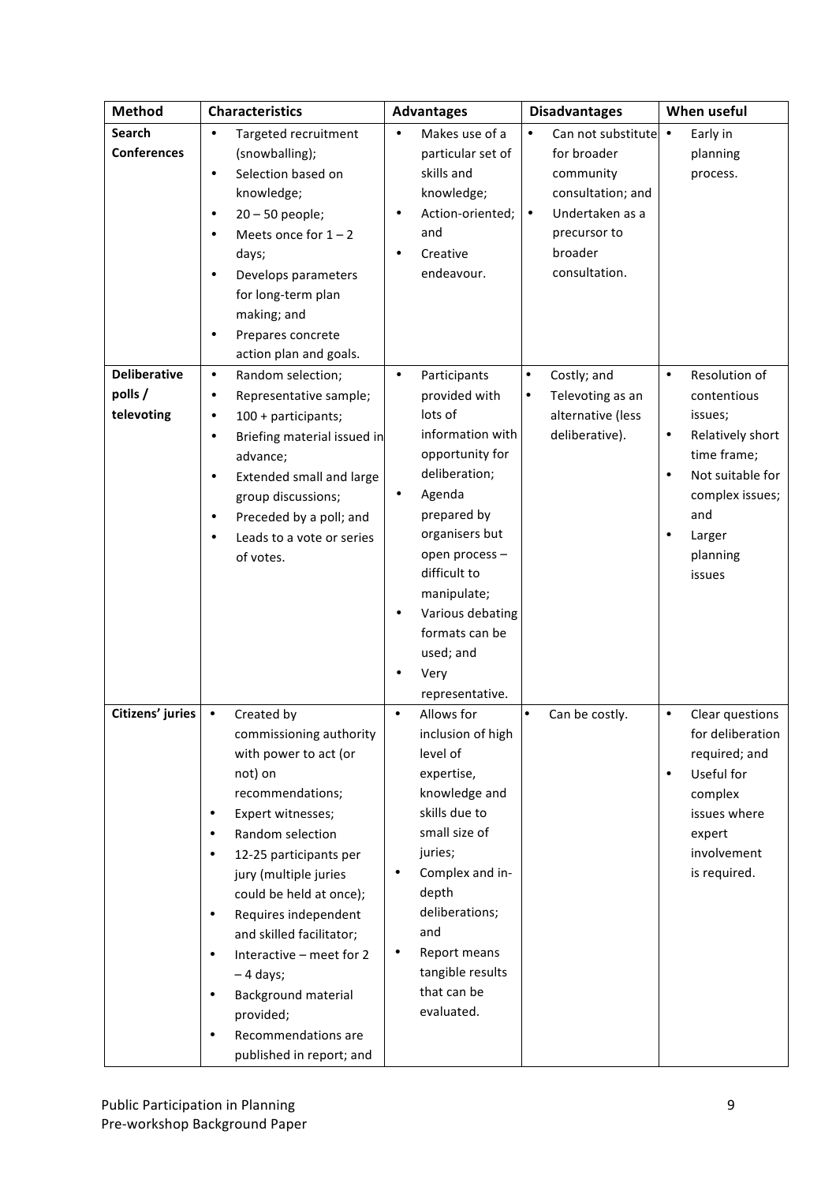| Method | Characteristics | Advantages | Disadvantages | When useful |
|---|---|---|---|---|
| **Search Conferences** | • Targeted recruitment (snowballing);<br>• Selection based on knowledge;<br>• 20 – 50 people;<br>• Meets once for 1 – 2 days;<br>• Develops parameters for long-term plan making; and<br>• Prepares concrete action plan and goals. | • Makes use of a particular set of skills and knowledge;<br>• Action-oriented; and<br>• Creative endeavour. | • Can not substitute for broader community consultation; and<br>• Undertaken as a precursor to broader consultation. | • Early in planning process. |
| **Deliberative polls / televoting** | • Random selection;<br>• Representative sample;<br>• 100 + participants;<br>• Briefing material issued in advance;<br>• Extended small and large group discussions;<br>• Preceded by a poll; and<br>• Leads to a vote or series of votes. | • Participants provided with lots of information with opportunity for deliberation;<br>• Agenda prepared by organisers but open process – difficult to manipulate;<br>• Various debating formats can be used; and<br>• Very representative. | • Costly; and<br>• Televoting as an alternative (less deliberative). | • Resolution of contentious issues;<br>• Relatively short time frame;<br>• Not suitable for complex issues; and<br>• Larger planning issues |
| **Citizens' juries** | • Created by commissioning authority with power to act (or not) on recommendations;<br>• Expert witnesses;<br>• Random selection<br>• 12-25 participants per jury (multiple juries could be held at once);<br>• Requires independent and skilled facilitator;<br>• Interactive – meet for 2 – 4 days;<br>• Background material provided;<br>• Recommendations are published in report; and | • Allows for inclusion of high level of expertise, knowledge and skills due to small size of juries;<br>• Complex and in-depth deliberations; and<br>• Report means tangible results that can be evaluated. | • Can be costly. | • Clear questions for deliberation required; and<br>• Useful for complex issues where expert involvement is required. |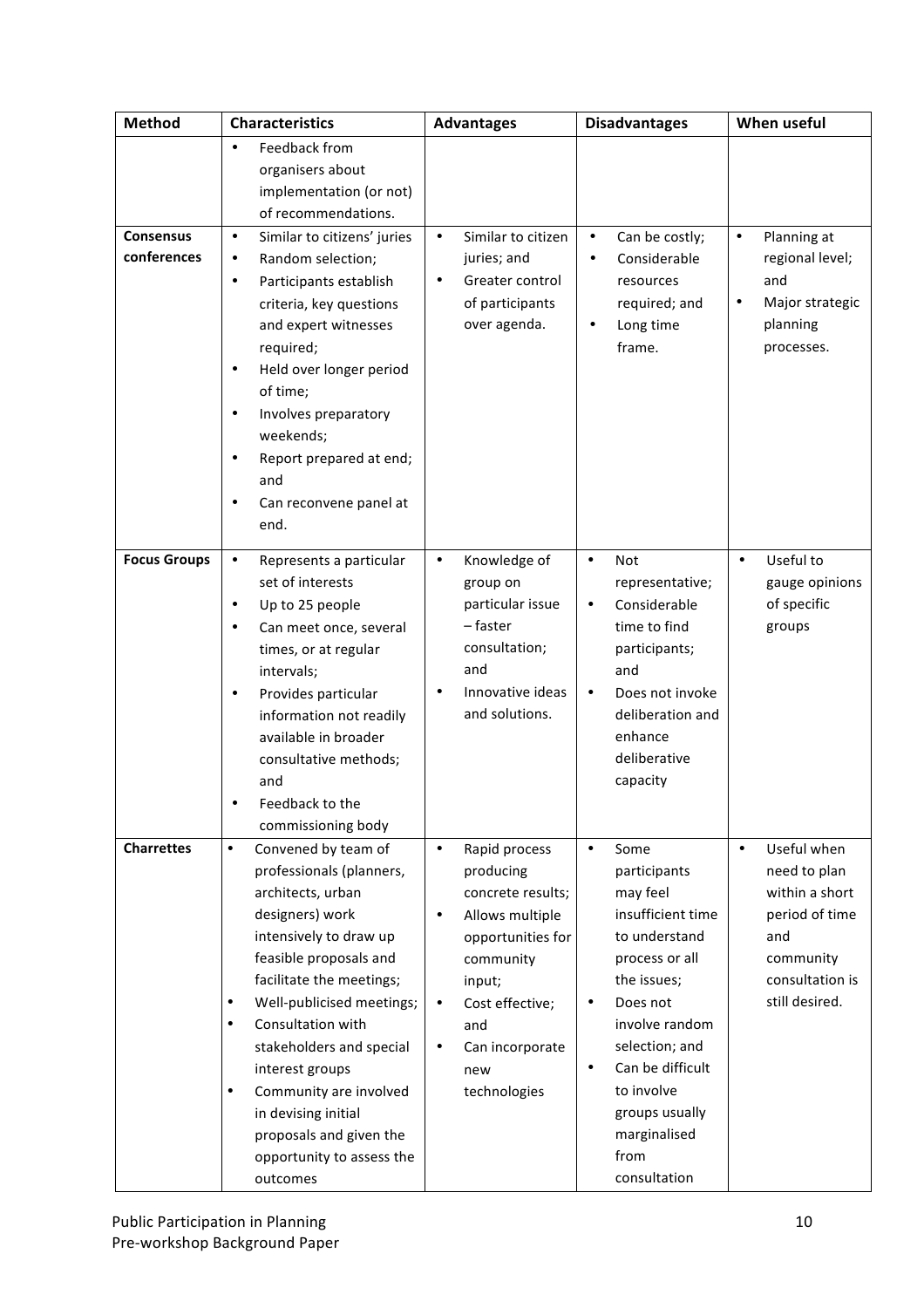| Method | Characteristics | Advantages | Disadvantages | When useful |
|---|---|---|---|---|
| | • Feedback from organisers about implementation (or not) of recommendations. | | | |
| **Consensus conferences** | • Similar to citizens' juries<br>• Random selection;<br>• Participants establish criteria, key questions and expert witnesses required;<br>• Held over longer period of time;<br>• Involves preparatory weekends;<br>• Report prepared at end; and<br>• Can reconvene panel at end. | • Similar to citizen juries; and<br>• Greater control of participants over agenda. | • Can be costly;<br>• Considerable resources required; and<br>• Long time frame. | • Planning at regional level; and<br>• Major strategic planning processes. |
| **Focus Groups** | • Represents a particular set of interests<br>• Up to 25 people<br>• Can meet once, several times, or at regular intervals;<br>• Provides particular information not readily available in broader consultative methods; and<br>• Feedback to the commissioning body | • Knowledge of group on particular issue – faster consultation; and<br>• Innovative ideas and solutions. | • Not representative;<br>• Considerable time to find participants; and<br>• Does not invoke deliberation and enhance deliberative capacity | • Useful to gauge opinions of specific groups |
| **Charrettes** | • Convened by team of professionals (planners, architects, urban designers) work intensively to draw up feasible proposals and facilitate the meetings;<br>• Well-publicised meetings;<br>• Consultation with stakeholders and special interest groups<br>• Community are involved in devising initial proposals and given the opportunity to assess the outcomes | • Rapid process producing concrete results;<br>• Allows multiple opportunities for community input;<br>• Cost effective; and<br>• Can incorporate new technologies | • Some participants may feel insufficient time to understand process or all the issues;<br>• Does not involve random selection; and<br>• Can be difficult to involve groups usually marginalised from consultation | • Useful when need to plan within a short period of time and community consultation is still desired. |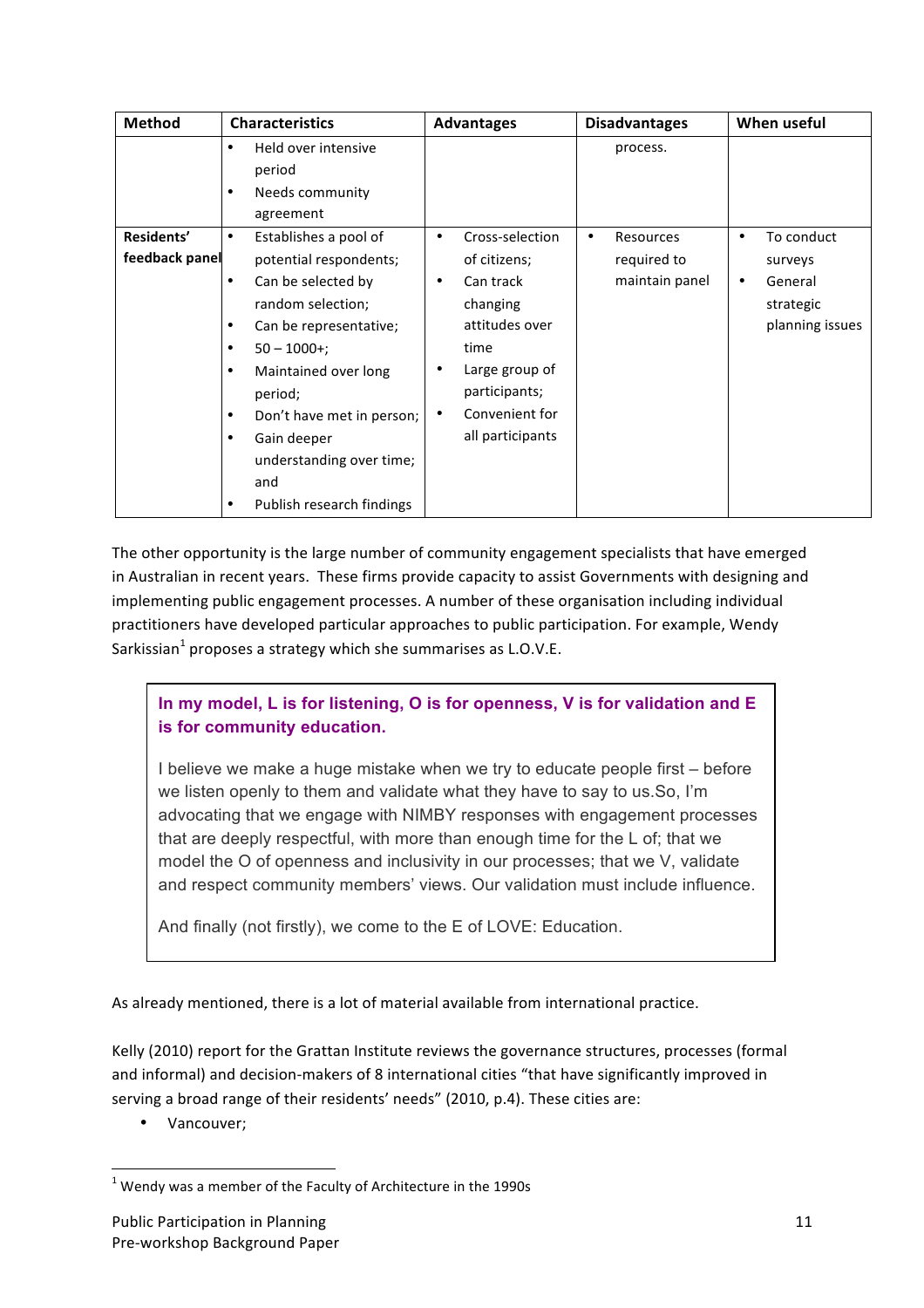| Method | Characteristics | Advantages | Disadvantages | When useful |
|---|---|---|---|---|
| | • Held over intensive period<br>• Needs community agreement | | process. | |
| **Residents' feedback panel** | • Establishes a pool of potential respondents;<br>• Can be selected by random selection;<br>• Can be representative;<br>• 50 – 1000+;<br>• Maintained over long period;<br>• Don't have met in person;<br>• Gain deeper understanding over time; and<br>• Publish research findings | • Cross-selection of citizens;<br>• Can track changing attitudes over time<br>• Large group of participants;<br>• Convenient for all participants | • Resources required to maintain panel | • To conduct surveys<br>• General strategic planning issues |

The other opportunity is the large number of community engagement specialists that have emerged in Australian in recent years. These firms provide capacity to assist Governments with designing and implementing public engagement processes. A number of these organisation including individual practitioners have developed particular approaches to public participation. For example, Wendy Sarkissian[1] proposes a strategy which she summarises as L.O.V.E.

> **In my model, L is for listening, O is for openness, V is for validation and E is for community education.**
>
> I believe we make a huge mistake when we try to educate people first – before we listen openly to them and validate what they have to say to us.So, I'm advocating that we engage with NIMBY responses with engagement processes that are deeply respectful, with more than enough time for the L of; that we model the O of openness and inclusivity in our processes; that we V, validate and respect community members' views. Our validation must include influence.
>
> And finally (not firstly), we come to the E of LOVE: Education.

As already mentioned, there is a lot of material available from international practice.

Kelly (2010) report for the Grattan Institute reviews the governance structures, processes (formal and informal) and decision-makers of 8 international cities "that have significantly improved in serving a broad range of their residents' needs" (2010, p.4). These cities are:

- Vancouver;

[1] Wendy was a member of the Faculty of Architecture in the 1990s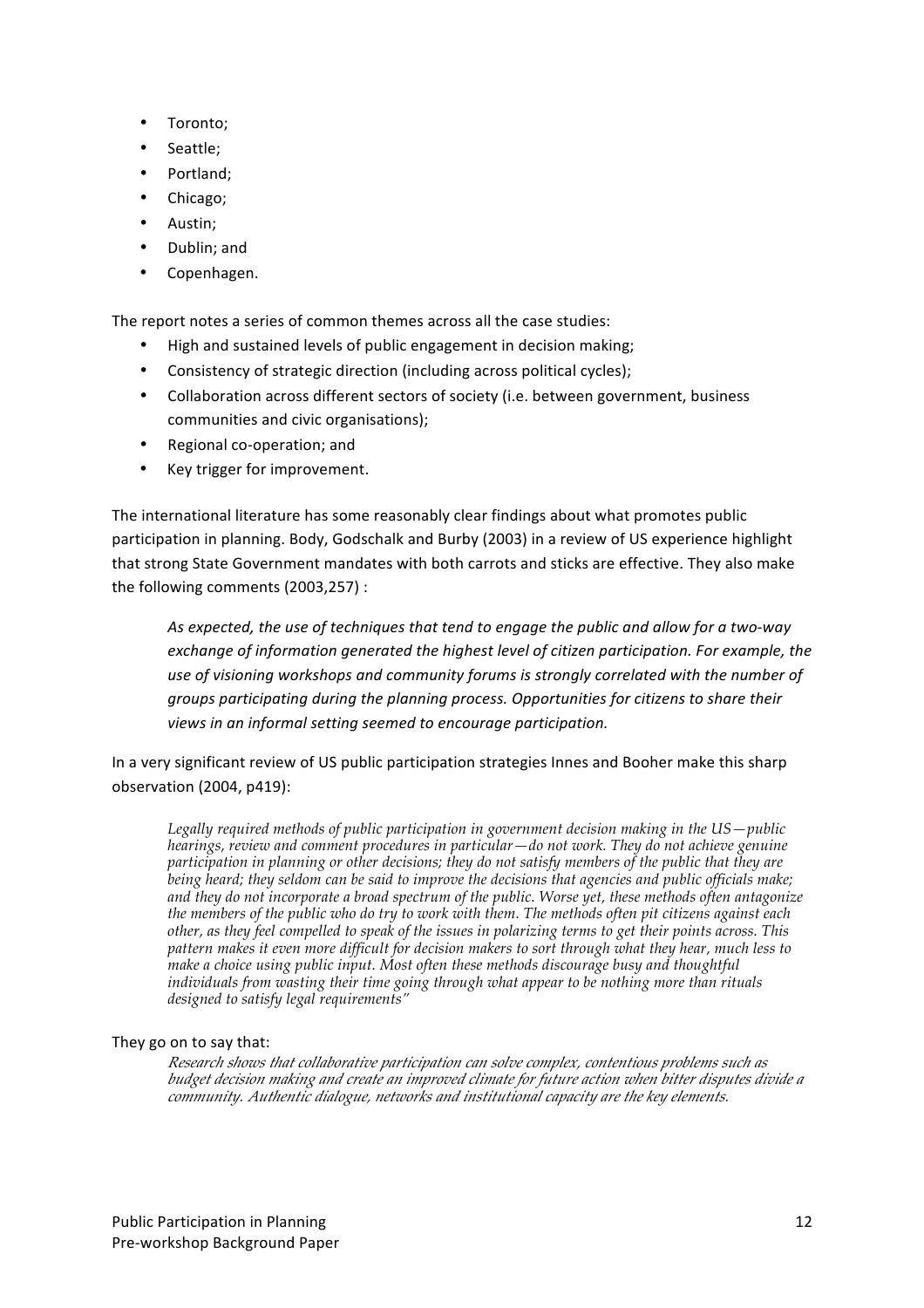- Toronto;
- Seattle;
- Portland;
- Chicago;
- Austin;
- Dublin; and
- Copenhagen.

The report notes a series of common themes across all the case studies:

- High and sustained levels of public engagement in decision making;
- Consistency of strategic direction (including across political cycles);
- Collaboration across different sectors of society (i.e. between government, business communities and civic organisations);
- Regional co-operation; and
- Key trigger for improvement.

The international literature has some reasonably clear findings about what promotes public participation in planning. Body, Godschalk and Burby (2003) in a review of US experience highlight that strong State Government mandates with both carrots and sticks are effective. They also make the following comments (2003,257) :

> *As expected, the use of techniques that tend to engage the public and allow for a two-way exchange of information generated the highest level of citizen participation. For example, the use of visioning workshops and community forums is strongly correlated with the number of groups participating during the planning process. Opportunities for citizens to share their views in an informal setting seemed to encourage participation.*

In a very significant review of US public participation strategies Innes and Booher make this sharp observation (2004, p419):

> *Legally required methods of public participation in government decision making in the US—public hearings, review and comment procedures in particular—do not work. They do not achieve genuine participation in planning or other decisions; they do not satisfy members of the public that they are being heard; they seldom can be said to improve the decisions that agencies and public officials make; and they do not incorporate a broad spectrum of the public. Worse yet, these methods often antagonize the members of the public who do try to work with them. The methods often pit citizens against each other, as they feel compelled to speak of the issues in polarizing terms to get their points across. This pattern makes it even more difficult for decision makers to sort through what they hear, much less to make a choice using public input. Most often these methods discourage busy and thoughtful individuals from wasting their time going through what appear to be nothing more than rituals designed to satisfy legal requirements"*

They go on to say that:

> *Research shows that collaborative participation can solve complex, contentious problems such as budget decision making and create an improved climate for future action when bitter disputes divide a community. Authentic dialogue, networks and institutional capacity are the key elements.*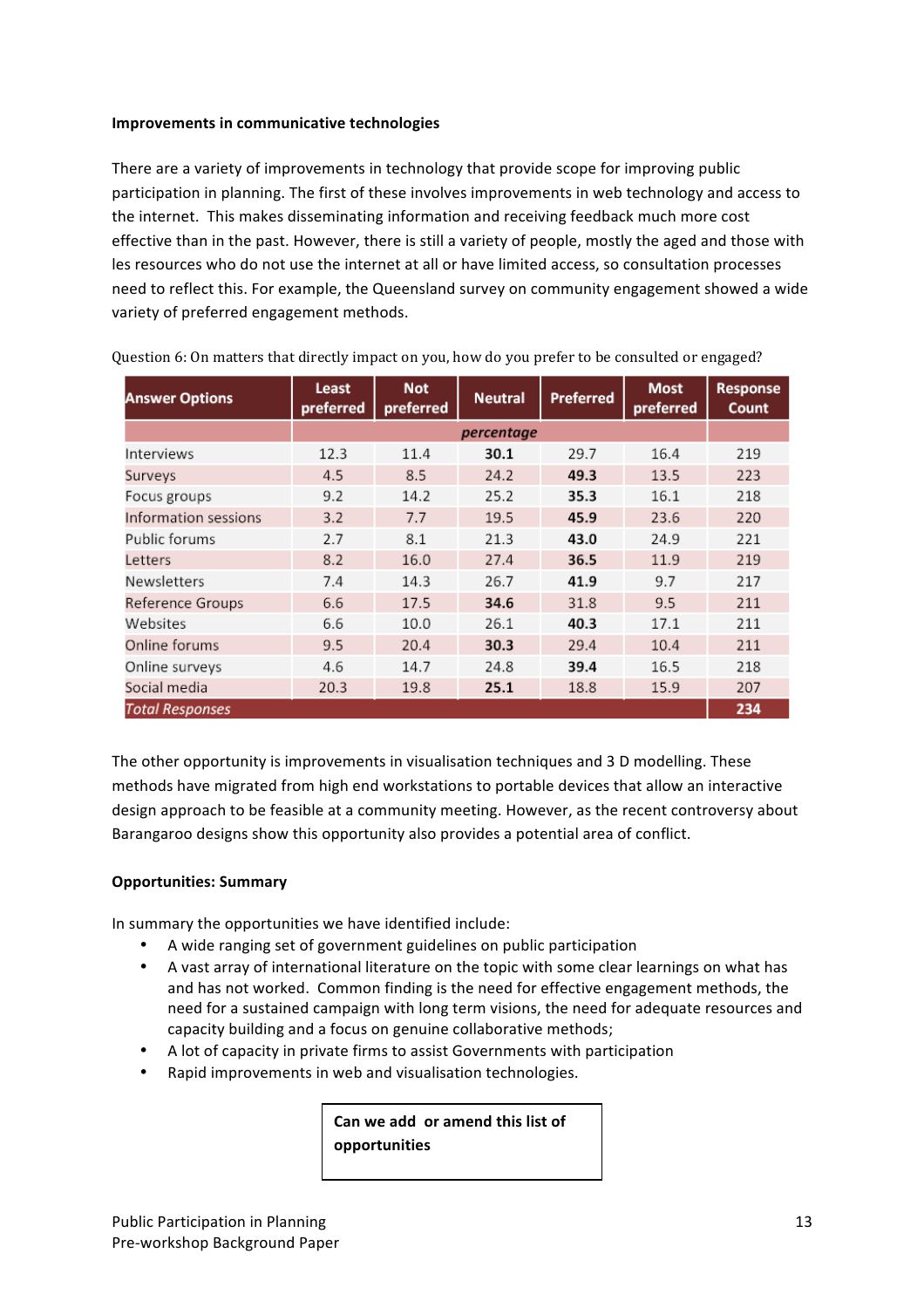**Improvements in communicative technologies**

There are a variety of improvements in technology that provide scope for improving public participation in planning. The first of these involves improvements in web technology and access to the internet. This makes disseminating information and receiving feedback much more cost effective than in the past. However, there is still a variety of people, mostly the aged and those with les resources who do not use the internet at all or have limited access, so consultation processes need to reflect this. For example, the Queensland survey on community engagement showed a wide variety of preferred engagement methods.

Question 6: On matters that directly impact on you, how do you prefer to be consulted or engaged?

| Answer Options | Least preferred | Not preferred | Neutral | Preferred | Most preferred | Response Count |
|---|---|---|---|---|---|---|
| | | | *percentage* | | | |
| Interviews | 12.3 | 11.4 | **30.1** | 29.7 | 16.4 | 219 |
| Surveys | 4.5 | 8.5 | 24.2 | **49.3** | 13.5 | 223 |
| Focus groups | 9.2 | 14.2 | 25.2 | **35.3** | 16.1 | 218 |
| Information sessions | 3.2 | 7.7 | 19.5 | **45.9** | 23.6 | 220 |
| Public forums | 2.7 | 8.1 | 21.3 | **43.0** | 24.9 | 221 |
| Letters | 8.2 | 16.0 | 27.4 | **36.5** | 11.9 | 219 |
| Newsletters | 7.4 | 14.3 | 26.7 | **41.9** | 9.7 | 217 |
| Reference Groups | 6.6 | 17.5 | **34.6** | 31.8 | 9.5 | 211 |
| Websites | 6.6 | 10.0 | 26.1 | **40.3** | 17.1 | 211 |
| Online forums | 9.5 | 20.4 | **30.3** | 29.4 | 10.4 | 211 |
| Online surveys | 4.6 | 14.7 | 24.8 | **39.4** | 16.5 | 218 |
| Social media | 20.3 | 19.8 | **25.1** | 18.8 | 15.9 | 207 |
| *Total Responses* | | | | | | **234** |

The other opportunity is improvements in visualisation techniques and 3 D modelling. These methods have migrated from high end workstations to portable devices that allow an interactive design approach to be feasible at a community meeting. However, as the recent controversy about Barangaroo designs show this opportunity also provides a potential area of conflict.

**Opportunities: Summary**

In summary the opportunities we have identified include:

- A wide ranging set of government guidelines on public participation
- A vast array of international literature on the topic with some clear learnings on what has and has not worked. Common finding is the need for effective engagement methods, the need for a sustained campaign with long term visions, the need for adequate resources and capacity building and a focus on genuine collaborative methods;
- A lot of capacity in private firms to assist Governments with participation
- Rapid improvements in web and visualisation technologies.

**Can we add or amend this list of opportunities**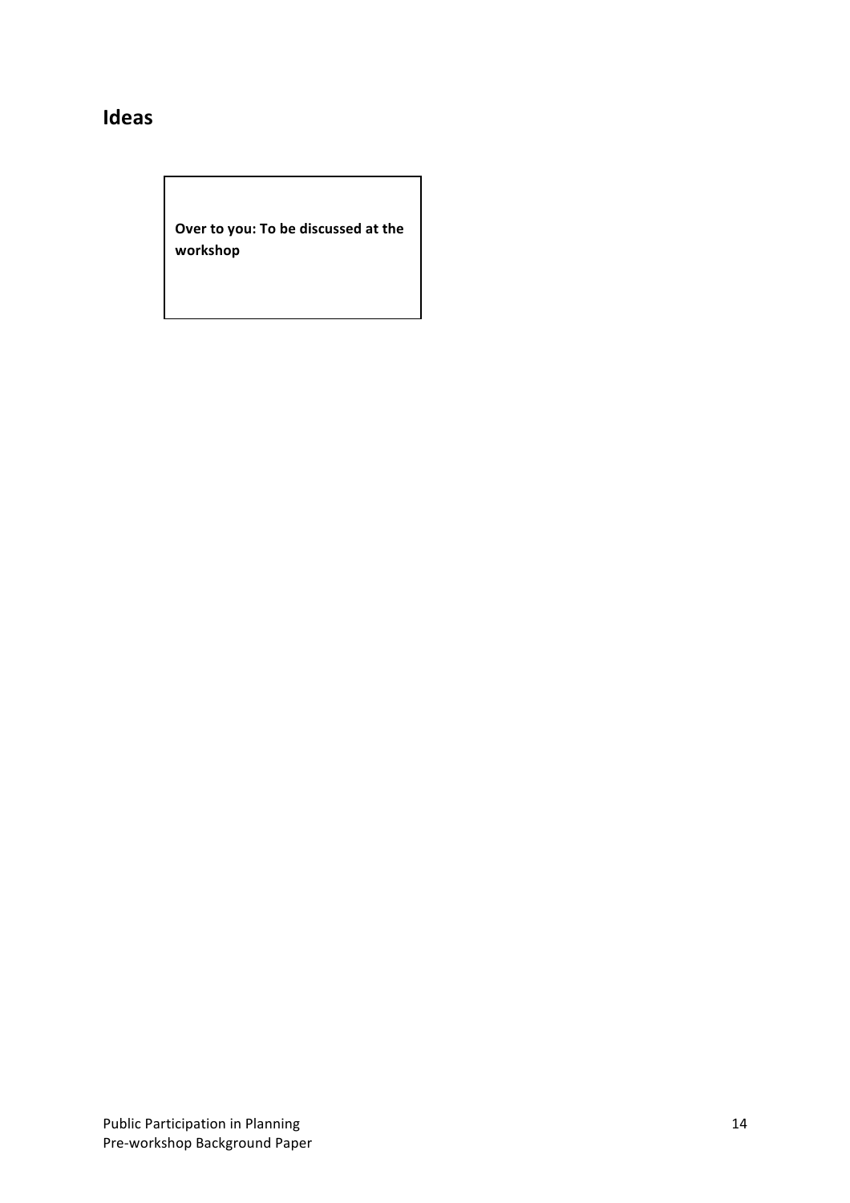## Ideas

**Over to you: To be discussed at the workshop**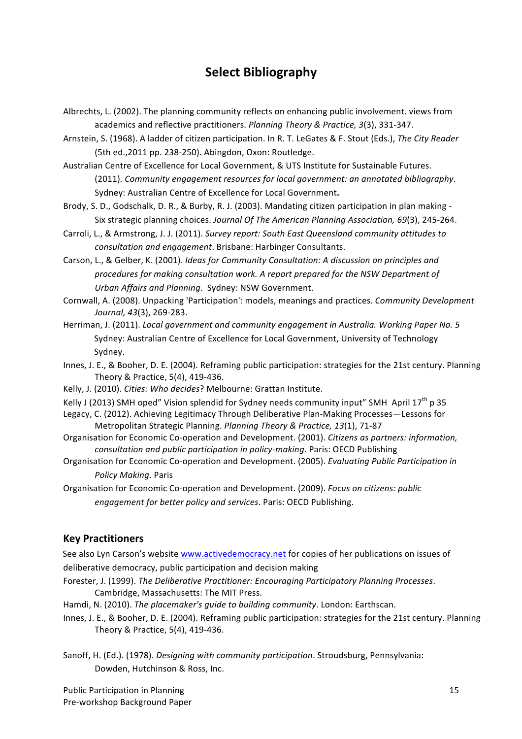# Select Bibliography

Albrechts, L. (2002). The planning community reflects on enhancing public involvement. views from academics and reflective practitioners. *Planning Theory & Practice, 3*(3), 331-347.

Arnstein, S. (1968). A ladder of citizen participation. In R. T. LeGates & F. Stout (Eds.), *The City Reader* (5th ed.,2011 pp. 238-250). Abingdon, Oxon: Routledge.

Australian Centre of Excellence for Local Government, & UTS Institute for Sustainable Futures. (2011). *Community engagement resources for local government: an annotated bibliography*. Sydney: Australian Centre of Excellence for Local Government**.**

Brody, S. D., Godschalk, D. R., & Burby, R. J. (2003). Mandating citizen participation in plan making - Six strategic planning choices. *Journal Of The American Planning Association, 69*(3), 245-264.

Carroli, L., & Armstrong, J. J. (2011). *Survey report: South East Queensland community attitudes to consultation and engagement*. Brisbane: Harbinger Consultants.

Carson, L., & Gelber, K. (2001). *Ideas for Community Consultation: A discussion on principles and procedures for making consultation work. A report prepared for the NSW Department of Urban Affairs and Planning*. Sydney: NSW Government.

Cornwall, A. (2008). Unpacking 'Participation': models, meanings and practices. *Community Development Journal, 43*(3), 269-283.

Herriman, J. (2011). *Local government and community engagement in Australia. Working Paper No. 5* Sydney: Australian Centre of Excellence for Local Government, University of Technology Sydney.

Innes, J. E., & Booher, D. E. (2004). Reframing public participation: strategies for the 21st century. Planning Theory & Practice, 5(4), 419-436.

Kelly, J. (2010). *Cities: Who decides*? Melbourne: Grattan Institute.

Kelly J (2013) SMH oped" Vision splendid for Sydney needs community input" SMH April 17th p 35

Legacy, C. (2012). Achieving Legitimacy Through Deliberative Plan-Making Processes—Lessons for Metropolitan Strategic Planning. *Planning Theory & Practice, 13*(1), 71-87

Organisation for Economic Co-operation and Development. (2001). *Citizens as partners: information, consultation and public participation in policy-making*. Paris: OECD Publishing

Organisation for Economic Co-operation and Development. (2005). *Evaluating Public Participation in Policy Making*. Paris

Organisation for Economic Co-operation and Development. (2009). *Focus on citizens: public engagement for better policy and services*. Paris: OECD Publishing.

## Key Practitioners

See also Lyn Carson's website www.activedemocracy.net for copies of her publications on issues of deliberative democracy, public participation and decision making

Forester, J. (1999). *The Deliberative Practitioner: Encouraging Participatory Planning Processes*. Cambridge, Massachusetts: The MIT Press.

Hamdi, N. (2010). *The placemaker's guide to building community*. London: Earthscan.

Innes, J. E., & Booher, D. E. (2004). Reframing public participation: strategies for the 21st century. Planning Theory & Practice, 5(4), 419-436.

Sanoff, H. (Ed.). (1978). *Designing with community participation*. Stroudsburg, Pennsylvania: Dowden, Hutchinson & Ross, Inc.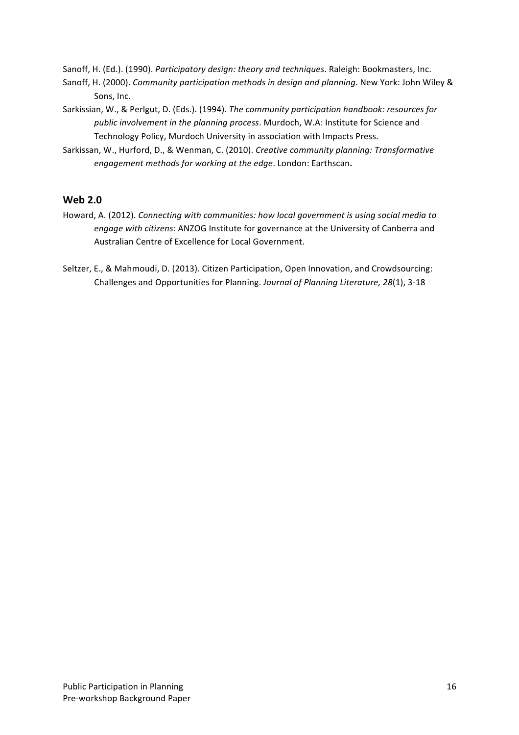Sanoff, H. (Ed.). (1990). *Participatory design: theory and techniques*. Raleigh: Bookmasters, Inc.

Sanoff, H. (2000). *Community participation methods in design and planning*. New York: John Wiley & Sons, Inc.

Sarkissian, W., & Perlgut, D. (Eds.). (1994). *The community participation handbook: resources for public involvement in the planning process*. Murdoch, W.A: Institute for Science and Technology Policy, Murdoch University in association with Impacts Press.

Sarkissan, W., Hurford, D., & Wenman, C. (2010). *Creative community planning: Transformative engagement methods for working at the edge*. London: Earthscan**.**

## Web 2.0

Howard, A. (2012). *Connecting with communities: how local government is using social media to engage with citizens:* ANZOG Institute for governance at the University of Canberra and Australian Centre of Excellence for Local Government.

Seltzer, E., & Mahmoudi, D. (2013). Citizen Participation, Open Innovation, and Crowdsourcing: Challenges and Opportunities for Planning. *Journal of Planning Literature, 28*(1), 3-18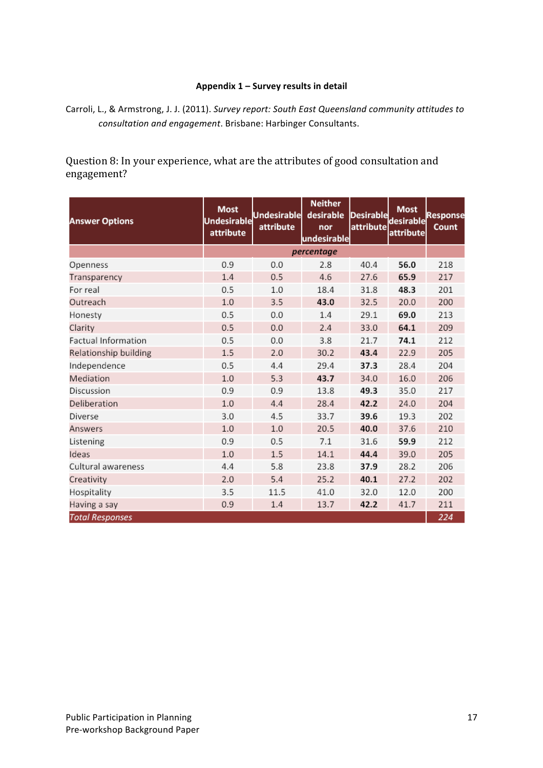**Appendix 1 – Survey results in detail**

Carroli, L., & Armstrong, J. J. (2011). *Survey report: South East Queensland community attitudes to consultation and engagement*. Brisbane: Harbinger Consultants.

Question 8: In your experience, what are the attributes of good consultation and engagement?

| Answer Options | Most Undesirable attribute | Undesirable attribute | Neither desirable nor undesirable | Desirable attribute | Most desirable attribute | Response Count |
|---|---|---|---|---|---|---|
| | *percentage* | | | | | |
| Openness | 0.9 | 0.0 | 2.8 | 40.4 | **56.0** | 218 |
| Transparency | 1.4 | 0.5 | 4.6 | 27.6 | **65.9** | 217 |
| For real | 0.5 | 1.0 | 18.4 | 31.8 | **48.3** | 201 |
| Outreach | 1.0 | 3.5 | **43.0** | 32.5 | 20.0 | 200 |
| Honesty | 0.5 | 0.0 | 1.4 | 29.1 | **69.0** | 213 |
| Clarity | 0.5 | 0.0 | 2.4 | 33.0 | **64.1** | 209 |
| Factual Information | 0.5 | 0.0 | 3.8 | 21.7 | **74.1** | 212 |
| Relationship building | 1.5 | 2.0 | 30.2 | **43.4** | 22.9 | 205 |
| Independence | 0.5 | 4.4 | 29.4 | **37.3** | 28.4 | 204 |
| Mediation | 1.0 | 5.3 | **43.7** | 34.0 | 16.0 | 206 |
| Discussion | 0.9 | 0.9 | 13.8 | **49.3** | 35.0 | 217 |
| Deliberation | 1.0 | 4.4 | 28.4 | **42.2** | 24.0 | 204 |
| Diverse | 3.0 | 4.5 | 33.7 | **39.6** | 19.3 | 202 |
| Answers | 1.0 | 1.0 | 20.5 | **40.0** | 37.6 | 210 |
| Listening | 0.9 | 0.5 | 7.1 | 31.6 | **59.9** | 212 |
| Ideas | 1.0 | 1.5 | 14.1 | **44.4** | 39.0 | 205 |
| Cultural awareness | 4.4 | 5.8 | 23.8 | **37.9** | 28.2 | 206 |
| Creativity | 2.0 | 5.4 | 25.2 | **40.1** | 27.2 | 202 |
| Hospitality | 3.5 | 11.5 | 41.0 | 32.0 | 12.0 | 200 |
| Having a say | 0.9 | 1.4 | 13.7 | **42.2** | 41.7 | 211 |
| *Total Responses* | | | | | | *224* |